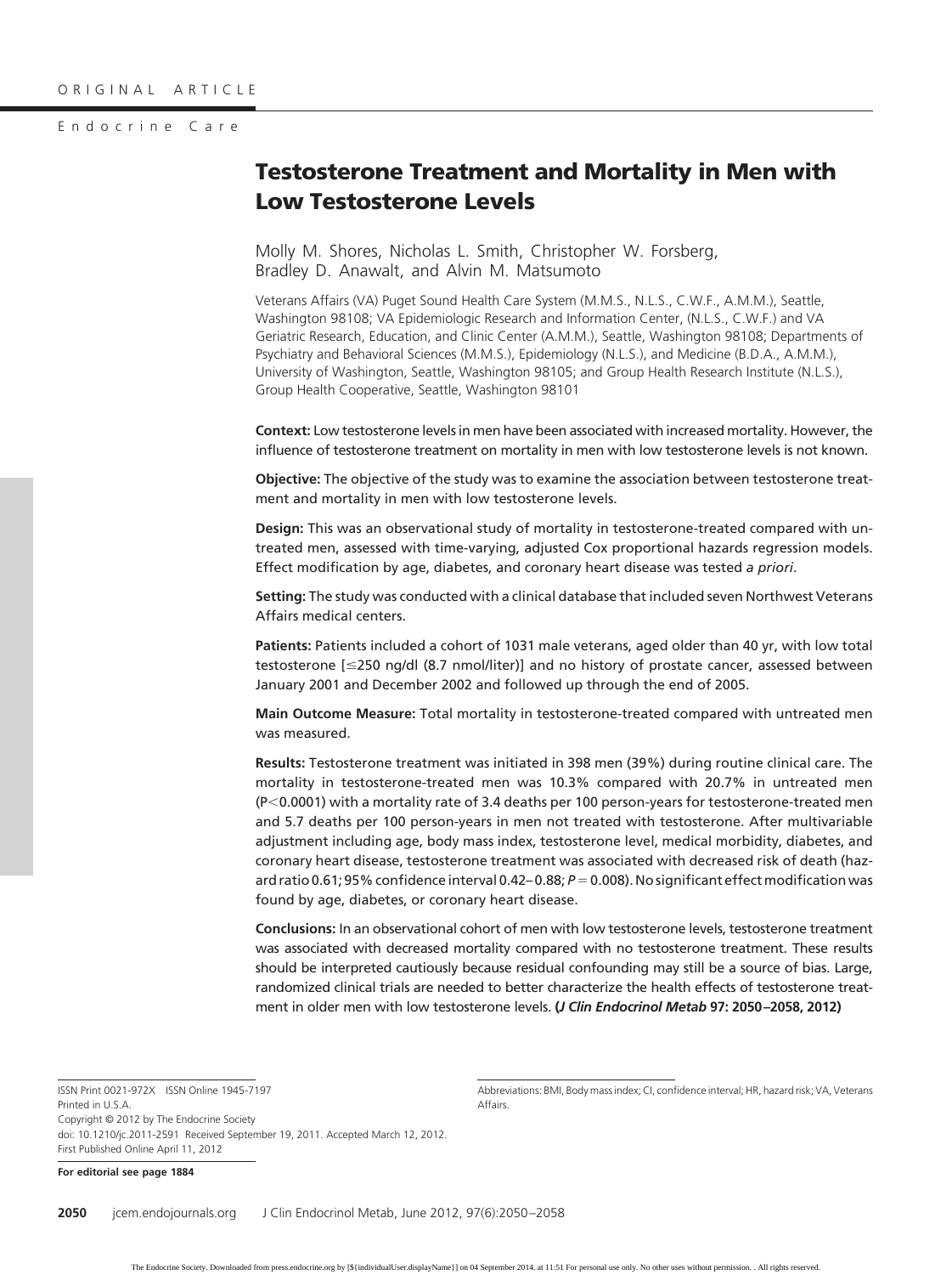ORIGINAL ARTICLE

Endocrine Care

# Testosterone Treatment and Mortality in Men with Low Testosterone Levels

Molly M. Shores, Nicholas L. Smith, Christopher W. Forsberg, Bradley D. Anawalt, and Alvin M. Matsumoto

Veterans Affairs (VA) Puget Sound Health Care System (M.M.S., N.L.S., C.W.F., A.M.M.), Seattle, Washington 98108; VA Epidemiologic Research and Information Center, (N.L.S., C.W.F.) and VA Geriatric Research, Education, and Clinic Center (A.M.M.), Seattle, Washington 98108; Departments of Psychiatry and Behavioral Sciences (M.M.S.), Epidemiology (N.L.S.), and Medicine (B.D.A., A.M.M.), University of Washington, Seattle, Washington 98105; and Group Health Research Institute (N.L.S.), Group Health Cooperative, Seattle, Washington 98101

**Context:** Low testosterone levels in men have been associated with increased mortality. However, the influence of testosterone treatment on mortality in men with low testosterone levels is not known.

**Objective:** The objective of the study was to examine the association between testosterone treatment and mortality in men with low testosterone levels.

**Design:** This was an observational study of mortality in testosterone-treated compared with untreated men, assessed with time-varying, adjusted Cox proportional hazards regression models. Effect modification by age, diabetes, and coronary heart disease was tested *a priori*.

**Setting:** The study was conducted with a clinical database that included seven Northwest Veterans Affairs medical centers.

**Patients:** Patients included a cohort of 1031 male veterans, aged older than 40 yr, with low total testosterone [≤250 ng/dl (8.7 nmol/liter)] and no history of prostate cancer, assessed between January 2001 and December 2002 and followed up through the end of 2005.

**Main Outcome Measure:** Total mortality in testosterone-treated compared with untreated men was measured.

**Results:** Testosterone treatment was initiated in 398 men (39%) during routine clinical care. The mortality in testosterone-treated men was 10.3% compared with 20.7% in untreated men ($P<0.0001$) with a mortality rate of 3.4 deaths per 100 person-years for testosterone-treated men and 5.7 deaths per 100 person-years in men not treated with testosterone. After multivariable adjustment including age, body mass index, testosterone level, medical morbidity, diabetes, and coronary heart disease, testosterone treatment was associated with decreased risk of death (hazard ratio 0.61; 95% confidence interval 0.42–0.88; $P = 0.008$). No significant effect modification was found by age, diabetes, or coronary heart disease.

**Conclusions:** In an observational cohort of men with low testosterone levels, testosterone treatment was associated with decreased mortality compared with no testosterone treatment. These results should be interpreted cautiously because residual confounding may still be a source of bias. Large, randomized clinical trials are needed to better characterize the health effects of testosterone treatment in older men with low testosterone levels. **(*J Clin Endocrinol Metab* 97: 2050–2058, 2012)**

ISSN Print 0021-972X ISSN Online 1945-7197
Printed in U.S.A.
Copyright © 2012 by The Endocrine Society
doi: 10.1210/jc.2011-2591 Received September 19, 2011. Accepted March 12, 2012.
First Published Online April 11, 2012

**For editorial see page 1884**

Abbreviations: BMI, Body mass index; CI, confidence interval; HR, hazard risk; VA, Veterans Affairs.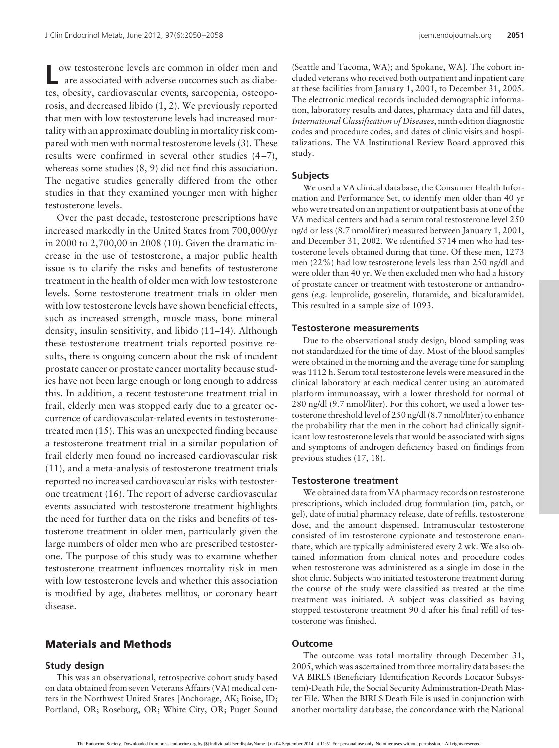Low testosterone levels are common in older men and are associated with adverse outcomes such as diabetes, obesity, cardiovascular events, sarcopenia, osteoporosis, and decreased libido (1, 2). We previously reported that men with low testosterone levels had increased mortality with an approximate doubling in mortality risk compared with men with normal testosterone levels (3). These results were confirmed in several other studies (4–7), whereas some studies (8, 9) did not find this association. The negative studies generally differed from the other studies in that they examined younger men with higher testosterone levels.

Over the past decade, testosterone prescriptions have increased markedly in the United States from 700,000/yr in 2000 to 2,700,00 in 2008 (10). Given the dramatic increase in the use of testosterone, a major public health issue is to clarify the risks and benefits of testosterone treatment in the health of older men with low testosterone levels. Some testosterone treatment trials in older men with low testosterone levels have shown beneficial effects, such as increased strength, muscle mass, bone mineral density, insulin sensitivity, and libido (11–14). Although these testosterone treatment trials reported positive results, there is ongoing concern about the risk of incident prostate cancer or prostate cancer mortality because studies have not been large enough or long enough to address this. In addition, a recent testosterone treatment trial in frail, elderly men was stopped early due to a greater occurrence of cardiovascular-related events in testosterone-treated men (15). This was an unexpected finding because a testosterone treatment trial in a similar population of frail elderly men found no increased cardiovascular risk (11), and a meta-analysis of testosterone treatment trials reported no increased cardiovascular risks with testosterone treatment (16). The report of adverse cardiovascular events associated with testosterone treatment highlights the need for further data on the risks and benefits of testosterone treatment in older men, particularly given the large numbers of older men who are prescribed testosterone. The purpose of this study was to examine whether testosterone treatment influences mortality risk in men with low testosterone levels and whether this association is modified by age, diabetes mellitus, or coronary heart disease.

## Materials and Methods

### Study design

This was an observational, retrospective cohort study based on data obtained from seven Veterans Affairs (VA) medical centers in the Northwest United States [Anchorage, AK; Boise, ID; Portland, OR; Roseburg, OR; White City, OR; Puget Sound (Seattle and Tacoma, WA); and Spokane, WA]. The cohort included veterans who received both outpatient and inpatient care at these facilities from January 1, 2001, to December 31, 2005. The electronic medical records included demographic information, laboratory results and dates, pharmacy data and fill dates, *International Classification of Diseases*, ninth edition diagnostic codes and procedure codes, and dates of clinic visits and hospitalizations. The VA Institutional Review Board approved this study.

### Subjects

We used a VA clinical database, the Consumer Health Information and Performance Set, to identify men older than 40 yr who were treated on an inpatient or outpatient basis at one of the VA medical centers and had a serum total testosterone level 250 ng/d or less (8.7 nmol/liter) measured between January 1, 2001, and December 31, 2002. We identified 5714 men who had testosterone levels obtained during that time. Of these men, 1273 men (22%) had low testosterone levels less than 250 ng/dl and were older than 40 yr. We then excluded men who had a history of prostate cancer or treatment with testosterone or antiandrogens (*e.g.* leuprolide, goserelin, flutamide, and bicalutamide). This resulted in a sample size of 1093.

### Testosterone measurements

Due to the observational study design, blood sampling was not standardized for the time of day. Most of the blood samples were obtained in the morning and the average time for sampling was 1112 h. Serum total testosterone levels were measured in the clinical laboratory at each medical center using an automated platform immunoassay, with a lower threshold for normal of 280 ng/dl (9.7 nmol/liter). For this cohort, we used a lower testosterone threshold level of 250 ng/dl (8.7 nmol/liter) to enhance the probability that the men in the cohort had clinically significant low testosterone levels that would be associated with signs and symptoms of androgen deficiency based on findings from previous studies (17, 18).

### Testosterone treatment

We obtained data from VA pharmacy records on testosterone prescriptions, which included drug formulation (im, patch, or gel), date of initial pharmacy release, date of refills, testosterone dose, and the amount dispensed. Intramuscular testosterone consisted of im testosterone cypionate and testosterone enanthate, which are typically administered every 2 wk. We also obtained information from clinical notes and procedure codes when testosterone was administered as a single im dose in the shot clinic. Subjects who initiated testosterone treatment during the course of the study were classified as treated at the time treatment was initiated. A subject was classified as having stopped testosterone treatment 90 d after his final refill of testosterone was finished.

### Outcome

The outcome was total mortality through December 31, 2005, which was ascertained from three mortality databases: the VA BIRLS (Beneficiary Identification Records Locator Subsystem)-Death File, the Social Security Administration-Death Master File. When the BIRLS Death File is used in conjunction with another mortality database, the concordance with the National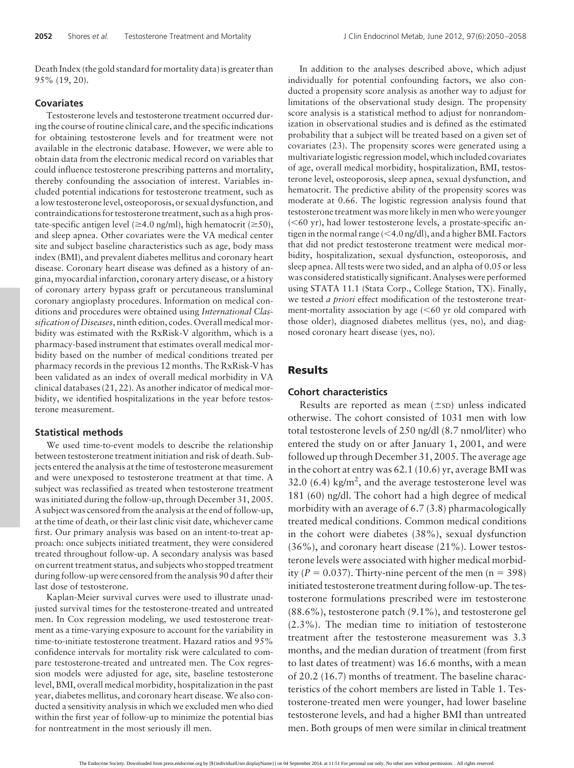Death Index (the gold standard for mortality data) is greater than 95% (19, 20).

### Covariates

Testosterone levels and testosterone treatment occurred during the course of routine clinical care, and the specific indications for obtaining testosterone levels and for treatment were not available in the electronic database. However, we were able to obtain data from the electronic medical record on variables that could influence testosterone prescribing patterns and mortality, thereby confounding the association of interest. Variables included potential indications for testosterone treatment, such as a low testosterone level, osteoporosis, or sexual dysfunction, and contraindications for testosterone treatment, such as a high prostate-specific antigen level (≥4.0 ng/ml), high hematocrit (≥50), and sleep apnea. Other covariates were the VA medical center site and subject baseline characteristics such as age, body mass index (BMI), and prevalent diabetes mellitus and coronary heart disease. Coronary heart disease was defined as a history of angina, myocardial infarction, coronary artery disease, or a history of coronary artery bypass graft or percutaneous transluminal coronary angioplasty procedures. Information on medical conditions and procedures were obtained using *International Classification of Diseases*, ninth edition, codes. Overall medical morbidity was estimated with the RxRisk-V algorithm, which is a pharmacy-based instrument that estimates overall medical morbidity based on the number of medical conditions treated per pharmacy records in the previous 12 months. The RxRisk-V has been validated as an index of overall medical morbidity in VA clinical databases (21, 22). As another indicator of medical morbidity, we identified hospitalizations in the year before testosterone measurement.

### Statistical methods

We used time-to-event models to describe the relationship between testosterone treatment initiation and risk of death. Subjects entered the analysis at the time of testosterone measurement and were unexposed to testosterone treatment at that time. A subject was reclassified as treated when testosterone treatment was initiated during the follow-up, through December 31, 2005. A subject was censored from the analysis at the end of follow-up, at the time of death, or their last clinic visit date, whichever came first. Our primary analysis was based on an intent-to-treat approach: once subjects initiated treatment, they were considered treated throughout follow-up. A secondary analysis was based on current treatment status, and subjects who stopped treatment during follow-up were censored from the analysis 90 d after their last dose of testosterone.

Kaplan-Meier survival curves were used to illustrate unadjusted survival times for the testosterone-treated and untreated men. In Cox regression modeling, we used testosterone treatment as a time-varying exposure to account for the variability in time-to-initiate testosterone treatment. Hazard ratios and 95% confidence intervals for mortality risk were calculated to compare testosterone-treated and untreated men. The Cox regression models were adjusted for age, site, baseline testosterone level, BMI, overall medical morbidity, hospitalization in the past year, diabetes mellitus, and coronary heart disease. We also conducted a sensitivity analysis in which we excluded men who died within the first year of follow-up to minimize the potential bias for nontreatment in the most seriously ill men.

In addition to the analyses described above, which adjust individually for potential confounding factors, we also conducted a propensity score analysis as another way to adjust for limitations of the observational study design. The propensity score analysis is a statistical method to adjust for nonrandomization in observational studies and is defined as the estimated probability that a subject will be treated based on a given set of covariates (23). The propensity scores were generated using a multivariate logistic regression model, which included covariates of age, overall medical morbidity, hospitalization, BMI, testosterone level, osteoporosis, sleep apnea, sexual dysfunction, and hematocrit. The predictive ability of the propensity scores was moderate at 0.66. The logistic regression analysis found that testosterone treatment was more likely in men who were younger (<60 yr), had lower testosterone levels, a prostate-specific antigen in the normal range (<4.0 ng/dl), and a higher BMI. Factors that did not predict testosterone treatment were medical morbidity, hospitalization, sexual dysfunction, osteoporosis, and sleep apnea. All tests were two sided, and an alpha of 0.05 or less was considered statistically significant. Analyses were performed using STATA 11.1 (Stata Corp., College Station, TX). Finally, we tested *a priori* effect modification of the testosterone treatment-mortality association by age (<60 yr old compared with those older), diagnosed diabetes mellitus (yes, no), and diagnosed coronary heart disease (yes, no).

## Results

### Cohort characteristics

Results are reported as mean (±SD) unless indicated otherwise. The cohort consisted of 1031 men with low total testosterone levels of 250 ng/dl (8.7 nmol/liter) who entered the study on or after January 1, 2001, and were followed up through December 31, 2005. The average age in the cohort at entry was 62.1 (10.6) yr, average BMI was 32.0 (6.4) kg/m$^2$, and the average testosterone level was 181 (60) ng/dl. The cohort had a high degree of medical morbidity with an average of 6.7 (3.8) pharmacologically treated medical conditions. Common medical conditions in the cohort were diabetes (38%), sexual dysfunction (36%), and coronary heart disease (21%). Lower testosterone levels were associated with higher medical morbidity ($P = 0.037$). Thirty-nine percent of the men ($n = 398$) initiated testosterone treatment during follow-up. The testosterone formulations prescribed were im testosterone (88.6%), testosterone patch (9.1%), and testosterone gel (2.3%). The median time to initiation of testosterone treatment after the testosterone measurement was 3.3 months, and the median duration of treatment (from first to last dates of treatment) was 16.6 months, with a mean of 20.2 (16.7) months of treatment. The baseline characteristics of the cohort members are listed in Table 1. Testosterone-treated men were younger, had lower baseline testosterone levels, and had a higher BMI than untreated men. Both groups of men were similar in clinical treatment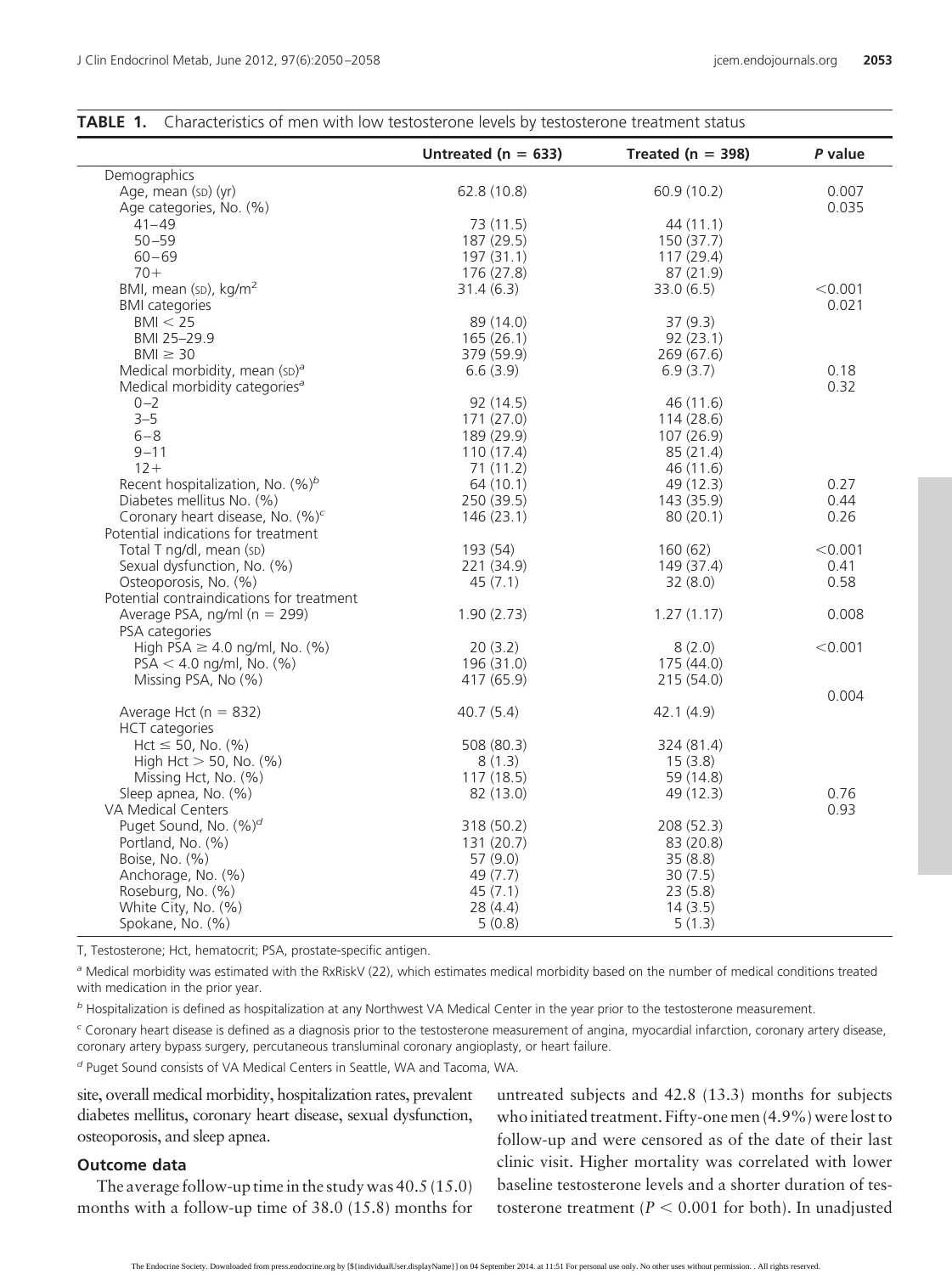**TABLE 1.** Characteristics of men with low testosterone levels by testosterone treatment status

| | Untreated (n = 633) | Treated (n = 398) | *P* value |
|---|---|---|---|
| Demographics | | | |
| Age, mean (SD) (yr) | 62.8 (10.8) | 60.9 (10.2) | 0.007 |
| Age categories, No. (%) | | | 0.035 |
| 41–49 | 73 (11.5) | 44 (11.1) | |
| 50–59 | 187 (29.5) | 150 (37.7) | |
| 60–69 | 197 (31.1) | 117 (29.4) | |
| 70+ | 176 (27.8) | 87 (21.9) | |
| BMI, mean (SD), kg/m$^2$ | 31.4 (6.3) | 33.0 (6.5) | <0.001 |
| BMI categories | | | 0.021 |
| BMI < 25 | 89 (14.0) | 37 (9.3) | |
| BMI 25–29.9 | 165 (26.1) | 92 (23.1) | |
| BMI ≥ 30 | 379 (59.9) | 269 (67.6) | |
| Medical morbidity, mean (SD)[a] | 6.6 (3.9) | 6.9 (3.7) | 0.18 |
| Medical morbidity categories[a] | | | 0.32 |
| 0–2 | 92 (14.5) | 46 (11.6) | |
| 3–5 | 171 (27.0) | 114 (28.6) | |
| 6–8 | 189 (29.9) | 107 (26.9) | |
| 9–11 | 110 (17.4) | 85 (21.4) | |
| 12+ | 71 (11.2) | 46 (11.6) | |
| Recent hospitalization, No. (%)[b] | 64 (10.1) | 49 (12.3) | 0.27 |
| Diabetes mellitus No. (%) | 250 (39.5) | 143 (35.9) | 0.44 |
| Coronary heart disease, No. (%)[c] | 146 (23.1) | 80 (20.1) | 0.26 |
| Potential indications for treatment | | | |
| Total T ng/dl, mean (SD) | 193 (54) | 160 (62) | <0.001 |
| Sexual dysfunction, No. (%) | 221 (34.9) | 149 (37.4) | 0.41 |
| Osteoporosis, No. (%) | 45 (7.1) | 32 (8.0) | 0.58 |
| Potential contraindications for treatment | | | |
| Average PSA, ng/ml (n = 299) | 1.90 (2.73) | 1.27 (1.17) | 0.008 |
| PSA categories | | | |
| High PSA ≥ 4.0 ng/ml, No. (%) | 20 (3.2) | 8 (2.0) | <0.001 |
| PSA < 4.0 ng/ml, No. (%) | 196 (31.0) | 175 (44.0) | |
| Missing PSA, No (%) | 417 (65.9) | 215 (54.0) | |
| | | | 0.004 |
| Average Hct (n = 832) | 40.7 (5.4) | 42.1 (4.9) | |
| HCT categories | | | |
| Hct ≤ 50, No. (%) | 508 (80.3) | 324 (81.4) | |
| High Hct > 50, No. (%) | 8 (1.3) | 15 (3.8) | |
| Missing Hct, No. (%) | 117 (18.5) | 59 (14.8) | |
| Sleep apnea, No. (%) | 82 (13.0) | 49 (12.3) | 0.76 |
| VA Medical Centers | | | 0.93 |
| Puget Sound, No. (%)[d] | 318 (50.2) | 208 (52.3) | |
| Portland, No. (%) | 131 (20.7) | 83 (20.8) | |
| Boise, No. (%) | 57 (9.0) | 35 (8.8) | |
| Anchorage, No. (%) | 49 (7.7) | 30 (7.5) | |
| Roseburg, No. (%) | 45 (7.1) | 23 (5.8) | |
| White City, No. (%) | 28 (4.4) | 14 (3.5) | |
| Spokane, No. (%) | 5 (0.8) | 5 (1.3) | |

T, Testosterone; Hct, hematocrit; PSA, prostate-specific antigen.

[a] Medical morbidity was estimated with the RxRiskV (22), which estimates medical morbidity based on the number of medical conditions treated with medication in the prior year.

[b] Hospitalization is defined as hospitalization at any Northwest VA Medical Center in the year prior to the testosterone measurement.

[c] Coronary heart disease is defined as a diagnosis prior to the testosterone measurement of angina, myocardial infarction, coronary artery disease, coronary artery bypass surgery, percutaneous transluminal coronary angioplasty, or heart failure.

[d] Puget Sound consists of VA Medical Centers in Seattle, WA and Tacoma, WA.

site, overall medical morbidity, hospitalization rates, prevalent diabetes mellitus, coronary heart disease, sexual dysfunction, osteoporosis, and sleep apnea.

### Outcome data

The average follow-up time in the study was 40.5 (15.0) months with a follow-up time of 38.0 (15.8) months for untreated subjects and 42.8 (13.3) months for subjects who initiated treatment. Fifty-one men (4.9%) were lost to follow-up and were censored as of the date of their last clinic visit. Higher mortality was correlated with lower baseline testosterone levels and a shorter duration of testosterone treatment ($P < 0.001$ for both). In unadjusted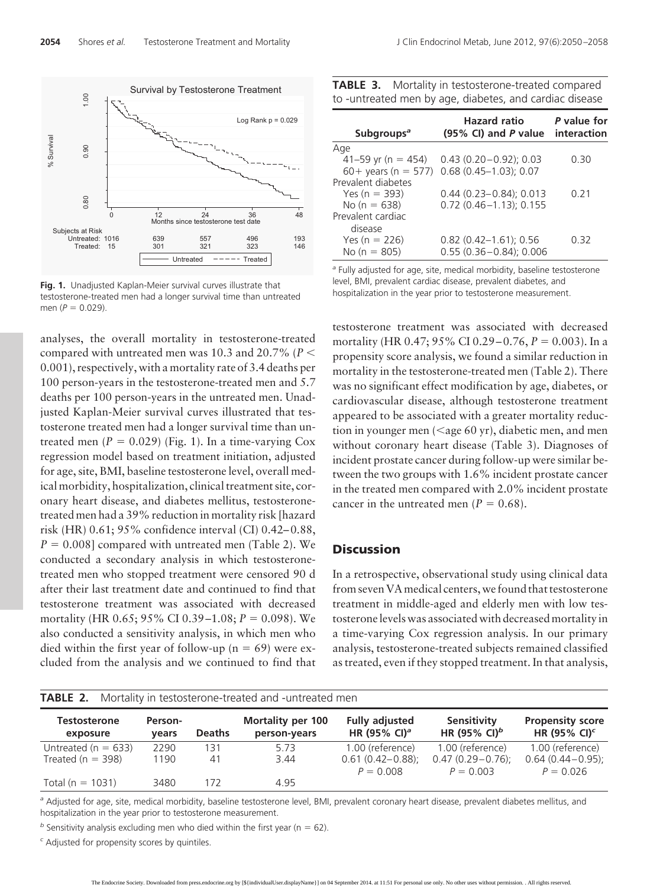**Fig. 1.** Unadjusted Kaplan-Meier survival curves illustrate that testosterone-treated men had a longer survival time than untreated men ($P = 0.029$).

analyses, the overall mortality in testosterone-treated compared with untreated men was 10.3 and 20.7% ($P < 0.001$), respectively, with a mortality rate of 3.4 deaths per 100 person-years in the testosterone-treated men and 5.7 deaths per 100 person-years in the untreated men. Unadjusted Kaplan-Meier survival curves illustrated that testosterone treated men had a longer survival time than untreated men ($P = 0.029$) (Fig. 1). In a time-varying Cox regression model based on treatment initiation, adjusted for age, site, BMI, baseline testosterone level, overall medical morbidity, hospitalization, clinical treatment site, coronary heart disease, and diabetes mellitus, testosterone-treated men had a 39% reduction in mortality risk [hazard risk (HR) 0.61; 95% confidence interval (CI) 0.42–0.88, $P = 0.008$] compared with untreated men (Table 2). We conducted a secondary analysis in which testosterone-treated men who stopped treatment were censored 90 d after their last treatment date and continued to find that testosterone treatment was associated with decreased mortality (HR 0.65; 95% CI 0.39–1.08; $P = 0.098$). We also conducted a sensitivity analysis, in which men who died within the first year of follow-up (n = 69) were excluded from the analysis and we continued to find that testosterone treatment was associated with decreased mortality (HR 0.47; 95% CI 0.29–0.76, $P = 0.003$). In a propensity score analysis, we found a similar reduction in mortality in the testosterone-treated men (Table 2). There was no significant effect modification by age, diabetes, or cardiovascular disease, although testosterone treatment appeared to be associated with a greater mortality reduction in younger men (<age 60 yr), diabetic men, and men without coronary heart disease (Table 3). Diagnoses of incident prostate cancer during follow-up were similar between the two groups with 1.6% incident prostate cancer in the treated men compared with 2.0% incident prostate cancer in the untreated men ($P = 0.68$).

**TABLE 3.** Mortality in testosterone-treated compared to -untreated men by age, diabetes, and cardiac disease

| Subgroups[a] | Hazard ratio (95% CI) and *P* value | *P* value for interaction |
|---|---|---|
| Age | | |
| 41–59 yr (n = 454) | 0.43 (0.20–0.92); 0.03 | 0.30 |
| 60+ years (n = 577) | 0.68 (0.45–1.03); 0.07 | |
| Prevalent diabetes | | |
| Yes (n = 393) | 0.44 (0.23–0.84); 0.013 | 0.21 |
| No (n = 638) | 0.72 (0.46–1.13); 0.155 | |
| Prevalent cardiac disease | | |
| Yes (n = 226) | 0.82 (0.42–1.61); 0.56 | 0.32 |
| No (n = 805) | 0.55 (0.36–0.84); 0.006 | |

[a] Fully adjusted for age, site, medical morbidity, baseline testosterone level, BMI, prevalent cardiac disease, prevalent diabetes, and hospitalization in the year prior to testosterone measurement.

## Discussion

In a retrospective, observational study using clinical data from seven VA medical centers, we found that testosterone treatment in middle-aged and elderly men with low testosterone levels was associated with decreased mortality in a time-varying Cox regression analysis. In our primary analysis, testosterone-treated subjects remained classified as treated, even if they stopped treatment. In that analysis,

**TABLE 2.** Mortality in testosterone-treated and -untreated men

| Testosterone exposure | Person-years | Deaths | Mortality per 100 person-years | Fully adjusted HR (95% CI)[a] | Sensitivity HR (95% CI)[b] | Propensity score HR (95% CI)[c] |
|---|---|---|---|---|---|---|
| Untreated (n = 633) | 2290 | 131 | 5.73 | 1.00 (reference) | 1.00 (reference) | 1.00 (reference) |
| Treated (n = 398) | 1190 | 41 | 3.44 | 0.61 (0.42–0.88); $P = 0.008$ | 0.47 (0.29–0.76); $P = 0.003$ | 0.64 (0.44–0.95); $P = 0.026$ |
| Total (n = 1031) | 3480 | 172 | 4.95 | | | |

[a] Adjusted for age, site, medical morbidity, baseline testosterone level, BMI, prevalent coronary heart disease, prevalent diabetes mellitus, and hospitalization in the year prior to testosterone measurement.

[b] Sensitivity analysis excluding men who died within the first year (n = 62).

[c] Adjusted for propensity scores by quintiles.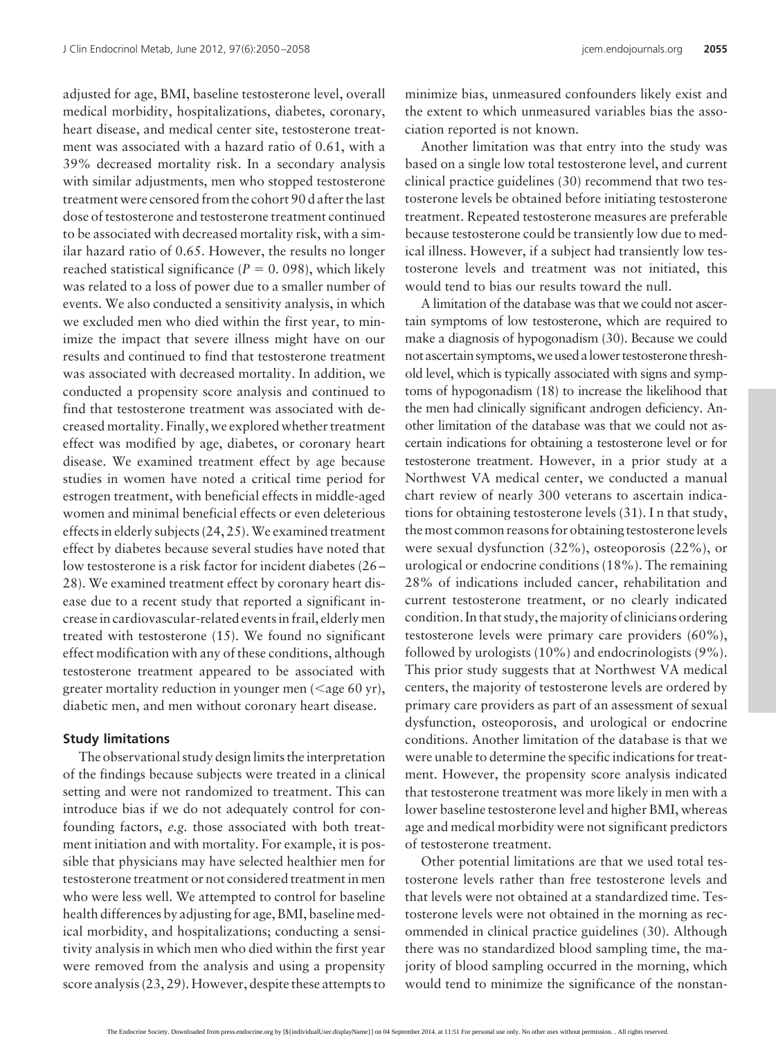adjusted for age, BMI, baseline testosterone level, overall medical morbidity, hospitalizations, diabetes, coronary, heart disease, and medical center site, testosterone treatment was associated with a hazard ratio of 0.61, with a 39% decreased mortality risk. In a secondary analysis with similar adjustments, men who stopped testosterone treatment were censored from the cohort 90 d after the last dose of testosterone and testosterone treatment continued to be associated with decreased mortality risk, with a similar hazard ratio of 0.65. However, the results no longer reached statistical significance ($P = 0.098$), which likely was related to a loss of power due to a smaller number of events. We also conducted a sensitivity analysis, in which we excluded men who died within the first year, to minimize the impact that severe illness might have on our results and continued to find that testosterone treatment was associated with decreased mortality. In addition, we conducted a propensity score analysis and continued to find that testosterone treatment was associated with decreased mortality. Finally, we explored whether treatment effect was modified by age, diabetes, or coronary heart disease. We examined treatment effect by age because studies in women have noted a critical time period for estrogen treatment, with beneficial effects in middle-aged women and minimal beneficial effects or even deleterious effects in elderly subjects (24, 25). We examined treatment effect by diabetes because several studies have noted that low testosterone is a risk factor for incident diabetes (26–28). We examined treatment effect by coronary heart disease due to a recent study that reported a significant increase in cardiovascular-related events in frail, elderly men treated with testosterone (15). We found no significant effect modification with any of these conditions, although testosterone treatment appeared to be associated with greater mortality reduction in younger men (<age 60 yr), diabetic men, and men without coronary heart disease.

### Study limitations

The observational study design limits the interpretation of the findings because subjects were treated in a clinical setting and were not randomized to treatment. This can introduce bias if we do not adequately control for confounding factors, *e.g.* those associated with both treatment initiation and with mortality. For example, it is possible that physicians may have selected healthier men for testosterone treatment or not considered treatment in men who were less well. We attempted to control for baseline health differences by adjusting for age, BMI, baseline medical morbidity, and hospitalizations; conducting a sensitivity analysis in which men who died within the first year were removed from the analysis and using a propensity score analysis (23, 29). However, despite these attempts to minimize bias, unmeasured confounders likely exist and the extent to which unmeasured variables bias the association reported is not known.

Another limitation was that entry into the study was based on a single low total testosterone level, and current clinical practice guidelines (30) recommend that two testosterone levels be obtained before initiating testosterone treatment. Repeated testosterone measures are preferable because testosterone could be transiently low due to medical illness. However, if a subject had transiently low testosterone levels and treatment was not initiated, this would tend to bias our results toward the null.

A limitation of the database was that we could not ascertain symptoms of low testosterone, which are required to make a diagnosis of hypogonadism (30). Because we could not ascertain symptoms, we used a lower testosterone threshold level, which is typically associated with signs and symptoms of hypogonadism (18) to increase the likelihood that the men had clinically significant androgen deficiency. Another limitation of the database was that we could not ascertain indications for obtaining a testosterone level or for testosterone treatment. However, in a prior study at a Northwest VA medical center, we conducted a manual chart review of nearly 300 veterans to ascertain indications for obtaining testosterone levels (31). I n that study, the most common reasons for obtaining testosterone levels were sexual dysfunction (32%), osteoporosis (22%), or urological or endocrine conditions (18%). The remaining 28% of indications included cancer, rehabilitation and current testosterone treatment, or no clearly indicated condition. In that study, the majority of clinicians ordering testosterone levels were primary care providers (60%), followed by urologists (10%) and endocrinologists (9%). This prior study suggests that at Northwest VA medical centers, the majority of testosterone levels are ordered by primary care providers as part of an assessment of sexual dysfunction, osteoporosis, and urological or endocrine conditions. Another limitation of the database is that we were unable to determine the specific indications for treatment. However, the propensity score analysis indicated that testosterone treatment was more likely in men with a lower baseline testosterone level and higher BMI, whereas age and medical morbidity were not significant predictors of testosterone treatment.

Other potential limitations are that we used total testosterone levels rather than free testosterone levels and that levels were not obtained at a standardized time. Testosterone levels were not obtained in the morning as recommended in clinical practice guidelines (30). Although there was no standardized blood sampling time, the majority of blood sampling occurred in the morning, which would tend to minimize the significance of the nonstan-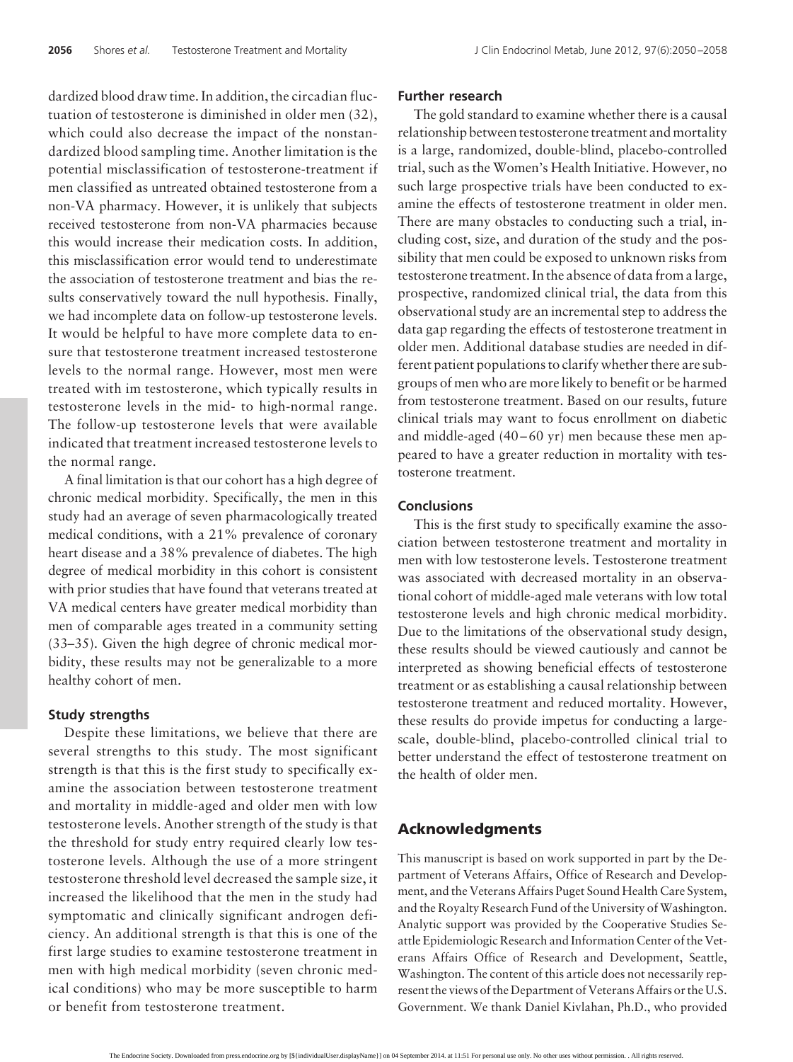dardized blood draw time. In addition, the circadian fluctuation of testosterone is diminished in older men (32), which could also decrease the impact of the nonstandardized blood sampling time. Another limitation is the potential misclassification of testosterone-treatment if men classified as untreated obtained testosterone from a non-VA pharmacy. However, it is unlikely that subjects received testosterone from non-VA pharmacies because this would increase their medication costs. In addition, this misclassification error would tend to underestimate the association of testosterone treatment and bias the results conservatively toward the null hypothesis. Finally, we had incomplete data on follow-up testosterone levels. It would be helpful to have more complete data to ensure that testosterone treatment increased testosterone levels to the normal range. However, most men were treated with im testosterone, which typically results in testosterone levels in the mid- to high-normal range. The follow-up testosterone levels that were available indicated that treatment increased testosterone levels to the normal range.

A final limitation is that our cohort has a high degree of chronic medical morbidity. Specifically, the men in this study had an average of seven pharmacologically treated medical conditions, with a 21% prevalence of coronary heart disease and a 38% prevalence of diabetes. The high degree of medical morbidity in this cohort is consistent with prior studies that have found that veterans treated at VA medical centers have greater medical morbidity than men of comparable ages treated in a community setting (33–35). Given the high degree of chronic medical morbidity, these results may not be generalizable to a more healthy cohort of men.

### Study strengths

Despite these limitations, we believe that there are several strengths to this study. The most significant strength is that this is the first study to specifically examine the association between testosterone treatment and mortality in middle-aged and older men with low testosterone levels. Another strength of the study is that the threshold for study entry required clearly low testosterone levels. Although the use of a more stringent testosterone threshold level decreased the sample size, it increased the likelihood that the men in the study had symptomatic and clinically significant androgen deficiency. An additional strength is that this is one of the first large studies to examine testosterone treatment in men with high medical morbidity (seven chronic medical conditions) who may be more susceptible to harm or benefit from testosterone treatment.

### Further research

The gold standard to examine whether there is a causal relationship between testosterone treatment and mortality is a large, randomized, double-blind, placebo-controlled trial, such as the Women's Health Initiative. However, no such large prospective trials have been conducted to examine the effects of testosterone treatment in older men. There are many obstacles to conducting such a trial, including cost, size, and duration of the study and the possibility that men could be exposed to unknown risks from testosterone treatment. In the absence of data from a large, prospective, randomized clinical trial, the data from this observational study are an incremental step to address the data gap regarding the effects of testosterone treatment in older men. Additional database studies are needed in different patient populations to clarify whether there are subgroups of men who are more likely to benefit or be harmed from testosterone treatment. Based on our results, future clinical trials may want to focus enrollment on diabetic and middle-aged (40–60 yr) men because these men appeared to have a greater reduction in mortality with testosterone treatment.

### Conclusions

This is the first study to specifically examine the association between testosterone treatment and mortality in men with low testosterone levels. Testosterone treatment was associated with decreased mortality in an observational cohort of middle-aged male veterans with low total testosterone levels and high chronic medical morbidity. Due to the limitations of the observational study design, these results should be viewed cautiously and cannot be interpreted as showing beneficial effects of testosterone treatment or as establishing a causal relationship between testosterone treatment and reduced mortality. However, these results do provide impetus for conducting a large-scale, double-blind, placebo-controlled clinical trial to better understand the effect of testosterone treatment on the health of older men.

## Acknowledgments

This manuscript is based on work supported in part by the Department of Veterans Affairs, Office of Research and Development, and the Veterans Affairs Puget Sound Health Care System, and the Royalty Research Fund of the University of Washington. Analytic support was provided by the Cooperative Studies Seattle Epidemiologic Research and Information Center of the Veterans Affairs Office of Research and Development, Seattle, Washington. The content of this article does not necessarily represent the views of the Department of Veterans Affairs or the U.S. Government. We thank Daniel Kivlahan, Ph.D., who provided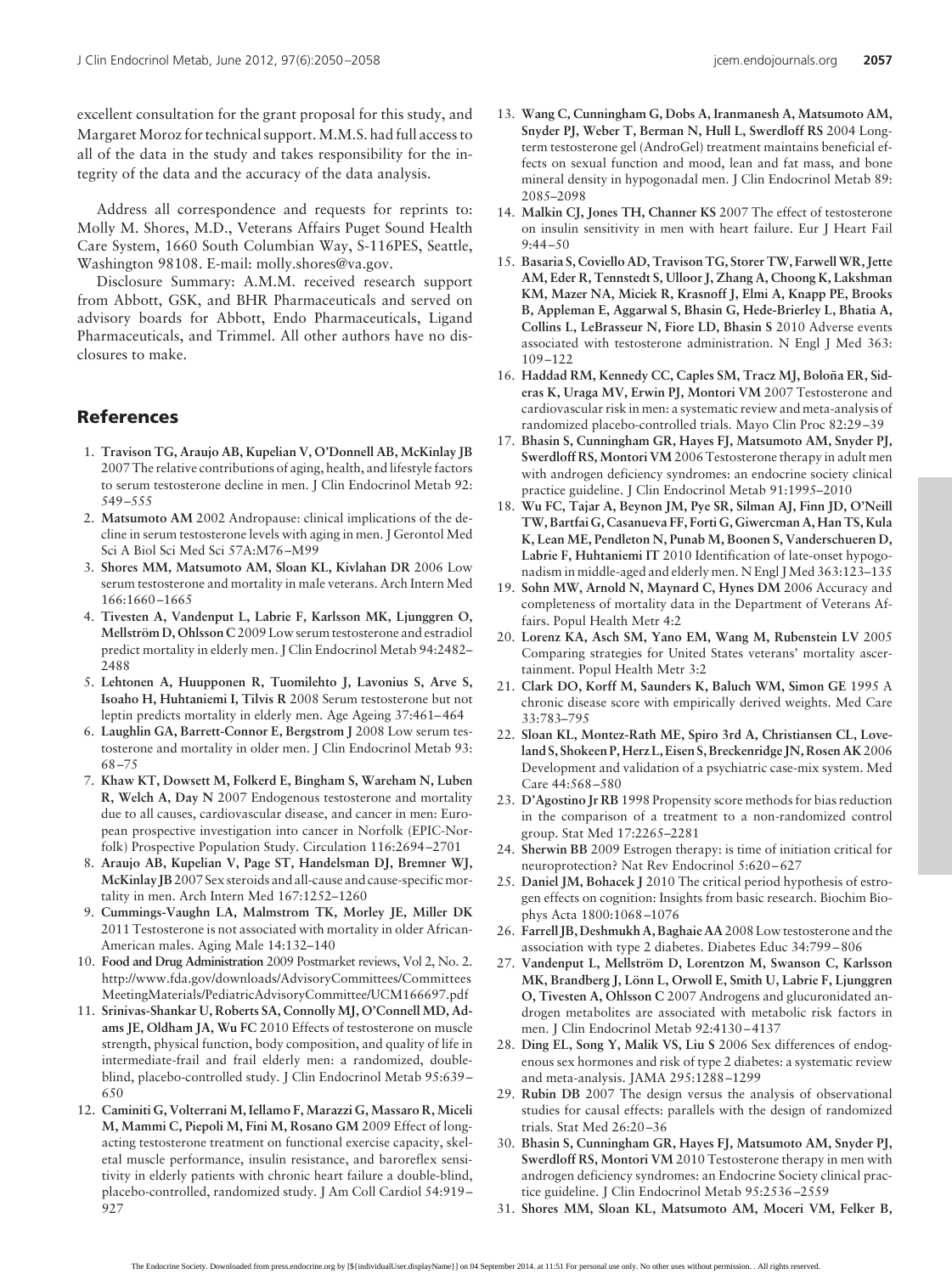excellent consultation for the grant proposal for this study, and Margaret Moroz for technical support. M.M.S. had full access to all of the data in the study and takes responsibility for the integrity of the data and the accuracy of the data analysis.

Address all correspondence and requests for reprints to: Molly M. Shores, M.D., Veterans Affairs Puget Sound Health Care System, 1660 South Columbian Way, S-116PES, Seattle, Washington 98108. E-mail: molly.shores@va.gov.

Disclosure Summary: A.M.M. received research support from Abbott, GSK, and BHR Pharmaceuticals and served on advisory boards for Abbott, Endo Pharmaceuticals, Ligand Pharmaceuticals, and Trimmel. All other authors have no disclosures to make.

## References

1. **Travison TG, Araujo AB, Kupelian V, O'Donnell AB, McKinlay JB** 2007 The relative contributions of aging, health, and lifestyle factors to serum testosterone decline in men. J Clin Endocrinol Metab 92: 549–555
2. **Matsumoto AM** 2002 Andropause: clinical implications of the decline in serum testosterone levels with aging in men. J Gerontol Med Sci A Biol Sci Med Sci 57A:M76–M99
3. **Shores MM, Matsumoto AM, Sloan KL, Kivlahan DR** 2006 Low serum testosterone and mortality in male veterans. Arch Intern Med 166:1660–1665
4. **Tivesten A, Vandenput L, Labrie F, Karlsson MK, Ljunggren O, Mellström D, Ohlsson C** 2009 Low serum testosterone and estradiol predict mortality in elderly men. J Clin Endocrinol Metab 94:2482–2488
5. **Lehtonen A, Huupponen R, Tuomilehto J, Lavonius S, Arve S, Isoaho H, Huhtaniemi I, Tilvis R** 2008 Serum testosterone but not leptin predicts mortality in elderly men. Age Ageing 37:461–464
6. **Laughlin GA, Barrett-Connor E, Bergstrom J** 2008 Low serum testosterone and mortality in older men. J Clin Endocrinol Metab 93: 68–75
7. **Khaw KT, Dowsett M, Folkerd E, Bingham S, Wareham N, Luben R, Welch A, Day N** 2007 Endogenous testosterone and mortality due to all causes, cardiovascular disease, and cancer in men: European prospective investigation into cancer in Norfolk (EPIC-Norfolk) Prospective Population Study. Circulation 116:2694–2701
8. **Araujo AB, Kupelian V, Page ST, Handelsman DJ, Bremner WJ, McKinlay JB** 2007 Sex steroids and all-cause and cause-specific mortality in men. Arch Intern Med 167:1252–1260
9. **Cummings-Vaughn LA, Malmstrom TK, Morley JE, Miller DK** 2011 Testosterone is not associated with mortality in older African-American males. Aging Male 14:132–140
10. **Food and Drug Administration** 2009 Postmarket reviews, Vol 2, No. 2. http://www.fda.gov/downloads/AdvisoryCommittees/CommitteesMeetingMaterials/PediatricAdvisoryCommittee/UCM166697.pdf
11. **Srinivas-Shankar U, Roberts SA, Connolly MJ, O'Connell MD, Adams JE, Oldham JA, Wu FC** 2010 Effects of testosterone on muscle strength, physical function, body composition, and quality of life in intermediate-frail and frail elderly men: a randomized, double-blind, placebo-controlled study. J Clin Endocrinol Metab 95:639–650
12. **Caminiti G, Volterrani M, Iellamo F, Marazzi G, Massaro R, Miceli M, Mammi C, Piepoli M, Fini M, Rosano GM** 2009 Effect of long-acting testosterone treatment on functional exercise capacity, skeletal muscle performance, insulin resistance, and baroreflex sensitivity in elderly patients with chronic heart failure a double-blind, placebo-controlled, randomized study. J Am Coll Cardiol 54:919–927
13. **Wang C, Cunningham G, Dobs A, Iranmanesh A, Matsumoto AM, Snyder PJ, Weber T, Berman N, Hull L, Swerdloff RS** 2004 Long-term testosterone gel (AndroGel) treatment maintains beneficial effects on sexual function and mood, lean and fat mass, and bone mineral density in hypogonadal men. J Clin Endocrinol Metab 89: 2085–2098
14. **Malkin CJ, Jones TH, Channer KS** 2007 The effect of testosterone on insulin sensitivity in men with heart failure. Eur J Heart Fail 9:44–50
15. **Basaria S, Coviello AD, Travison TG, Storer TW, Farwell WR, Jette AM, Eder R, Tennstedt S, Ulloor J, Zhang A, Choong K, Lakshman KM, Mazer NA, Miciek R, Krasnoff J, Elmi A, Knapp PE, Brooks B, Appleman E, Aggarwal S, Bhasin G, Hede-Brierley L, Bhatia A, Collins L, LeBrasseur N, Fiore LD, Bhasin S** 2010 Adverse events associated with testosterone administration. N Engl J Med 363: 109–122
16. **Haddad RM, Kennedy CC, Caples SM, Tracz MJ, Boloña ER, Sideras K, Uraga MV, Erwin PJ, Montori VM** 2007 Testosterone and cardiovascular risk in men: a systematic review and meta-analysis of randomized placebo-controlled trials. Mayo Clin Proc 82:29–39
17. **Bhasin S, Cunningham GR, Hayes FJ, Matsumoto AM, Snyder PJ, Swerdloff RS, Montori VM** 2006 Testosterone therapy in adult men with androgen deficiency syndromes: an endocrine society clinical practice guideline. J Clin Endocrinol Metab 91:1995–2010
18. **Wu FC, Tajar A, Beynon JM, Pye SR, Silman AJ, Finn JD, O'Neill TW, Bartfai G, Casanueva FF, Forti G, Giwercman A, Han TS, Kula K, Lean ME, Pendleton N, Punab M, Boonen S, Vanderschueren D, Labrie F, Huhtaniemi IT** 2010 Identification of late-onset hypogonadism in middle-aged and elderly men. N Engl J Med 363:123–135
19. **Sohn MW, Arnold N, Maynard C, Hynes DM** 2006 Accuracy and completeness of mortality data in the Department of Veterans Affairs. Popul Health Metr 4:2
20. **Lorenz KA, Asch SM, Yano EM, Wang M, Rubenstein LV** 2005 Comparing strategies for United States veterans' mortality ascertainment. Popul Health Metr 3:2
21. **Clark DO, Korff M, Saunders K, Baluch WM, Simon GE** 1995 A chronic disease score with empirically derived weights. Med Care 33:783–795
22. **Sloan KL, Montez-Rath ME, Spiro 3rd A, Christiansen CL, Loveland S, Shokeen P, Herz L, Eisen S, Breckenridge JN, Rosen AK** 2006 Development and validation of a psychiatric case-mix system. Med Care 44:568–580
23. **D'Agostino Jr RB** 1998 Propensity score methods for bias reduction in the comparison of a treatment to a non-randomized control group. Stat Med 17:2265–2281
24. **Sherwin BB** 2009 Estrogen therapy: is time of initiation critical for neuroprotection? Nat Rev Endocrinol 5:620–627
25. **Daniel JM, Bohacek J** 2010 The critical period hypothesis of estrogen effects on cognition: Insights from basic research. Biochim Biophys Acta 1800:1068–1076
26. **Farrell JB, Deshmukh A, Baghaie AA** 2008 Low testosterone and the association with type 2 diabetes. Diabetes Educ 34:799–806
27. **Vandenput L, Mellström D, Lorentzon M, Swanson C, Karlsson MK, Brandberg J, Lönn L, Orwoll E, Smith U, Labrie F, Ljunggren O, Tivesten A, Ohlsson C** 2007 Androgens and glucuronidated androgen metabolites are associated with metabolic risk factors in men. J Clin Endocrinol Metab 92:4130–4137
28. **Ding EL, Song Y, Malik VS, Liu S** 2006 Sex differences of endogenous sex hormones and risk of type 2 diabetes: a systematic review and meta-analysis. JAMA 295:1288–1299
29. **Rubin DB** 2007 The design versus the analysis of observational studies for causal effects: parallels with the design of randomized trials. Stat Med 26:20–36
30. **Bhasin S, Cunningham GR, Hayes FJ, Matsumoto AM, Snyder PJ, Swerdloff RS, Montori VM** 2010 Testosterone therapy in men with androgen deficiency syndromes: an Endocrine Society clinical practice guideline. J Clin Endocrinol Metab 95:2536–2559
31. **Shores MM, Sloan KL, Matsumoto AM, Moceri VM, Felker B,**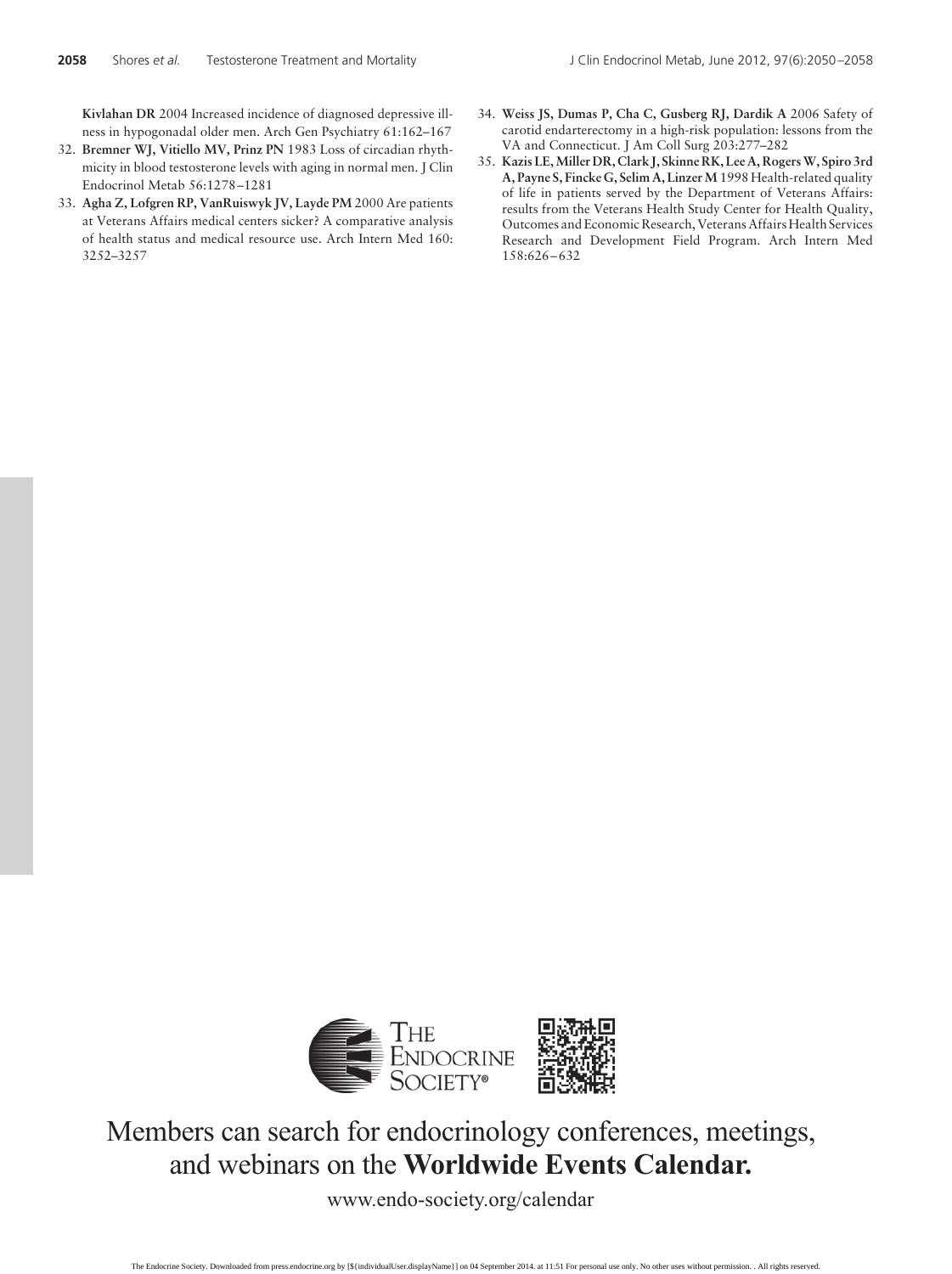Kivlahan DR 2004 Increased incidence of diagnosed depressive illness in hypogonadal older men. Arch Gen Psychiatry 61:162–167

32. **Bremner WJ, Vitiello MV, Prinz PN** 1983 Loss of circadian rhythmicity in blood testosterone levels with aging in normal men. J Clin Endocrinol Metab 56:1278–1281
33. **Agha Z, Lofgren RP, VanRuiswyk JV, Layde PM** 2000 Are patients at Veterans Affairs medical centers sicker? A comparative analysis of health status and medical resource use. Arch Intern Med 160: 3252–3257
34. **Weiss JS, Dumas P, Cha C, Gusberg RJ, Dardik A** 2006 Safety of carotid endarterectomy in a high-risk population: lessons from the VA and Connecticut. J Am Coll Surg 203:277–282
35. **Kazis LE, Miller DR, Clark J, Skinne RK, Lee A, Rogers W, Spiro 3rd A, Payne S, Fincke G, Selim A, Linzer M** 1998 Health-related quality of life in patients served by the Department of Veterans Affairs: results from the Veterans Health Study Center for Health Quality, Outcomes and Economic Research, Veterans Affairs Health Services Research and Development Field Program. Arch Intern Med 158:626–632

THE ENDOCRINE SOCIETY®

Members can search for endocrinology conferences, meetings, and webinars on the **Worldwide Events Calendar.**

www.endo-society.org/calendar

The Endocrine Society. Downloaded from press.endocrine.org by [${individualUser.displayName}] on 04 September 2014. at 11:51 For personal use only. No other uses without permission. . All rights reserved.